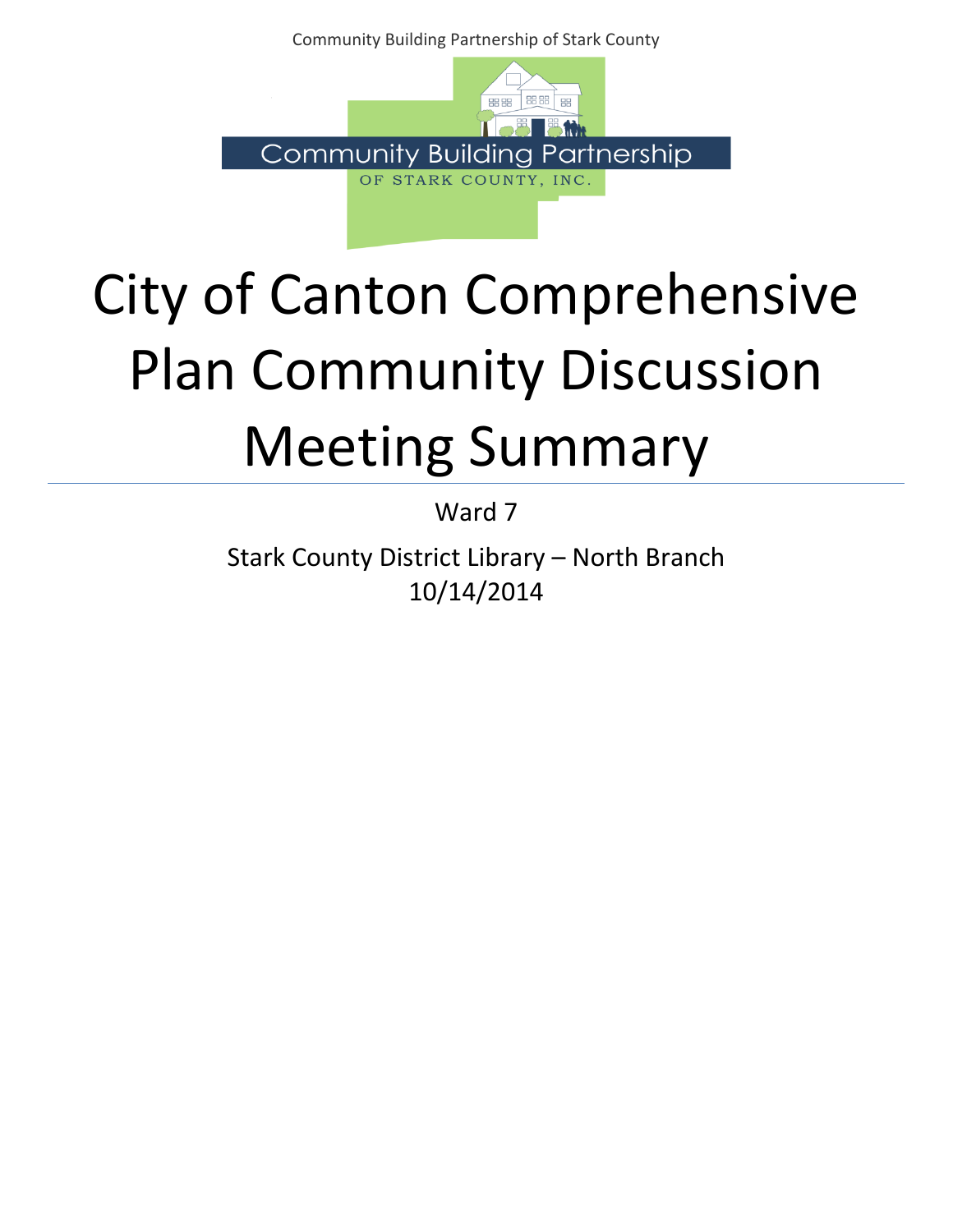Community Building Partnership

OF STARK COUNTY, INC.

# City of Canton Comprehensive Plan Community Discussion Meeting Summary

Ward 7

Stark County District Library – North Branch
10/14/2014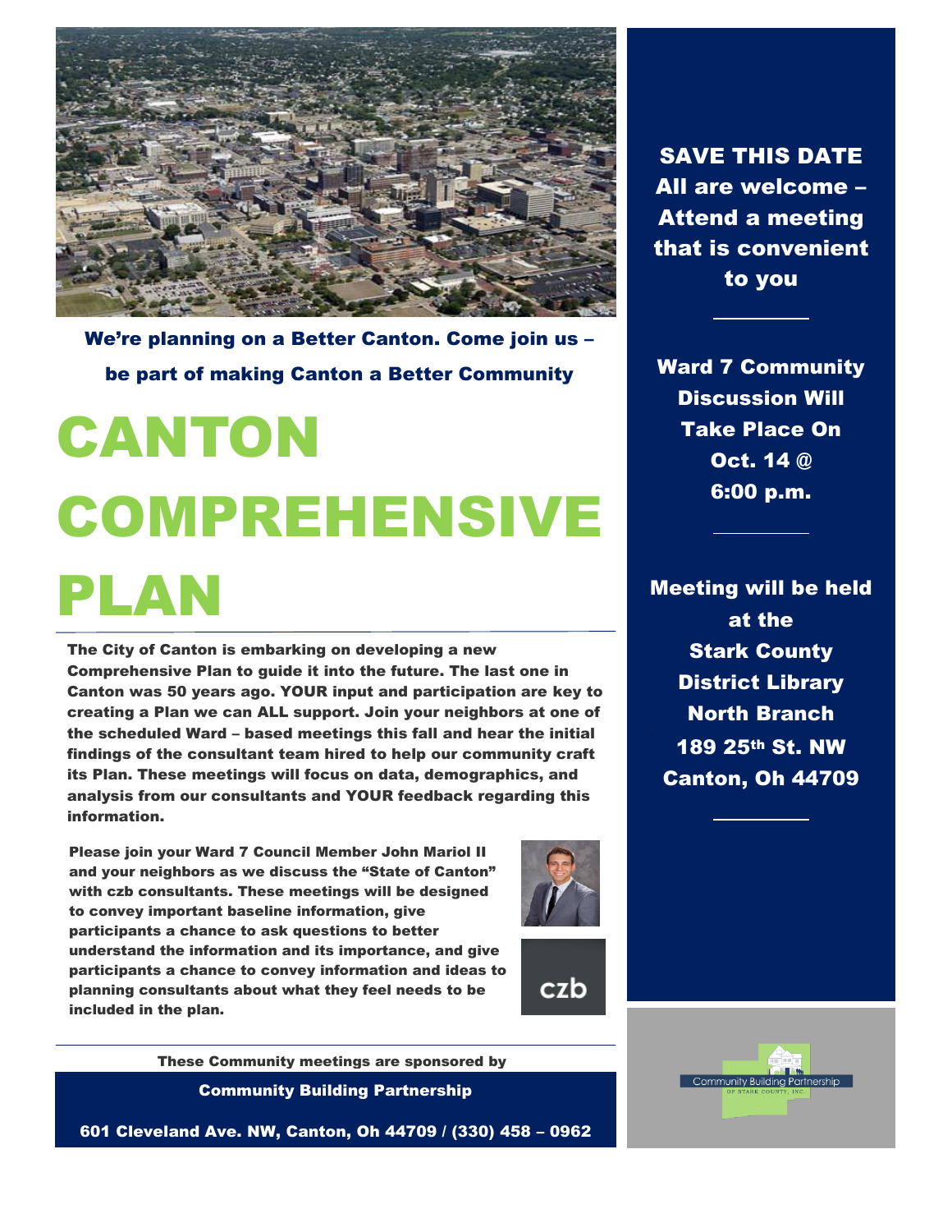**We're planning on a Better Canton. Come join us – be part of making Canton a Better Community**

# CANTON COMPREHENSIVE PLAN

**The City of Canton is embarking on developing a new Comprehensive Plan to guide it into the future. The last one in Canton was 50 years ago. YOUR input and participation are key to creating a Plan we can ALL support. Join your neighbors at one of the scheduled Ward – based meetings this fall and hear the initial findings of the consultant team hired to help our community craft its Plan. These meetings will focus on data, demographics, and analysis from our consultants and YOUR feedback regarding this information.**

**Please join your Ward 7 Council Member John Mariol II and your neighbors as we discuss the "State of Canton" with czb consultants. These meetings will be designed to convey important baseline information, give participants a chance to ask questions to better understand the information and its importance, and give participants a chance to convey information and ideas to planning consultants about what they feel needs to be included in the plan.**

czb

**These Community meetings are sponsored by**

**Community Building Partnership**

**601 Cleveland Ave. NW, Canton, Oh 44709 / (330) 458 – 0962**

**SAVE THIS DATE**
**All are welcome – Attend a meeting that is convenient to you**

---

**Ward 7 Community Discussion Will Take Place On Oct. 14 @ 6:00 p.m.**

---

**Meeting will be held at the**
**Stark County District Library North Branch**
**189 25th St. NW**
**Canton, Oh 44709**

---

Community Building Partnership OF STARK COUNTY, INC.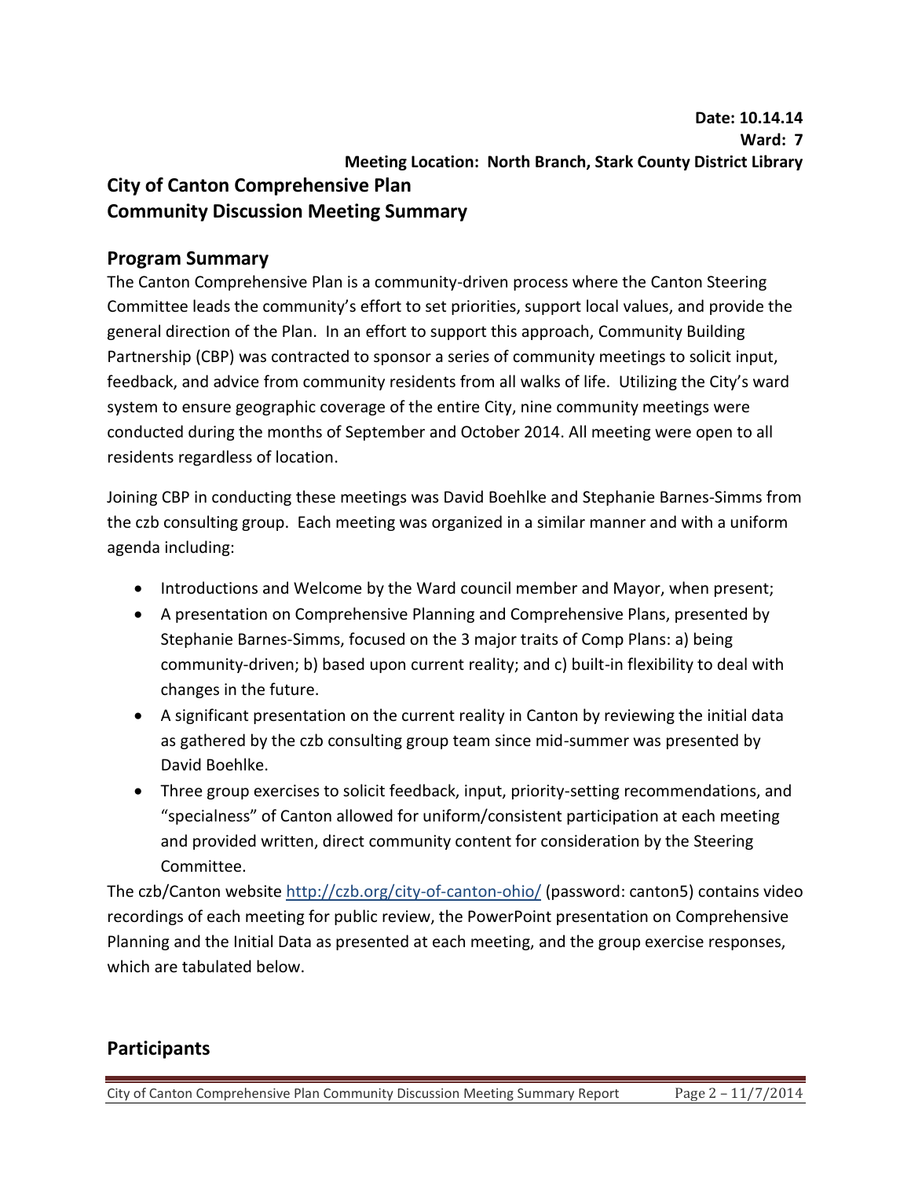**Date: 10.14.14**
**Ward: 7**
**Meeting Location: North Branch, Stark County District Library**

## City of Canton Comprehensive Plan
## Community Discussion Meeting Summary

### Program Summary

The Canton Comprehensive Plan is a community-driven process where the Canton Steering Committee leads the community's effort to set priorities, support local values, and provide the general direction of the Plan. In an effort to support this approach, Community Building Partnership (CBP) was contracted to sponsor a series of community meetings to solicit input, feedback, and advice from community residents from all walks of life. Utilizing the City's ward system to ensure geographic coverage of the entire City, nine community meetings were conducted during the months of September and October 2014. All meeting were open to all residents regardless of location.

Joining CBP in conducting these meetings was David Boehlke and Stephanie Barnes-Simms from the czb consulting group. Each meeting was organized in a similar manner and with a uniform agenda including:

- Introductions and Welcome by the Ward council member and Mayor, when present;
- A presentation on Comprehensive Planning and Comprehensive Plans, presented by Stephanie Barnes-Simms, focused on the 3 major traits of Comp Plans: a) being community-driven; b) based upon current reality; and c) built-in flexibility to deal with changes in the future.
- A significant presentation on the current reality in Canton by reviewing the initial data as gathered by the czb consulting group team since mid-summer was presented by David Boehlke.
- Three group exercises to solicit feedback, input, priority-setting recommendations, and "specialness" of Canton allowed for uniform/consistent participation at each meeting and provided written, direct community content for consideration by the Steering Committee.

The czb/Canton website http://czb.org/city-of-canton-ohio/ (password: canton5) contains video recordings of each meeting for public review, the PowerPoint presentation on Comprehensive Planning and the Initial Data as presented at each meeting, and the group exercise responses, which are tabulated below.

### Participants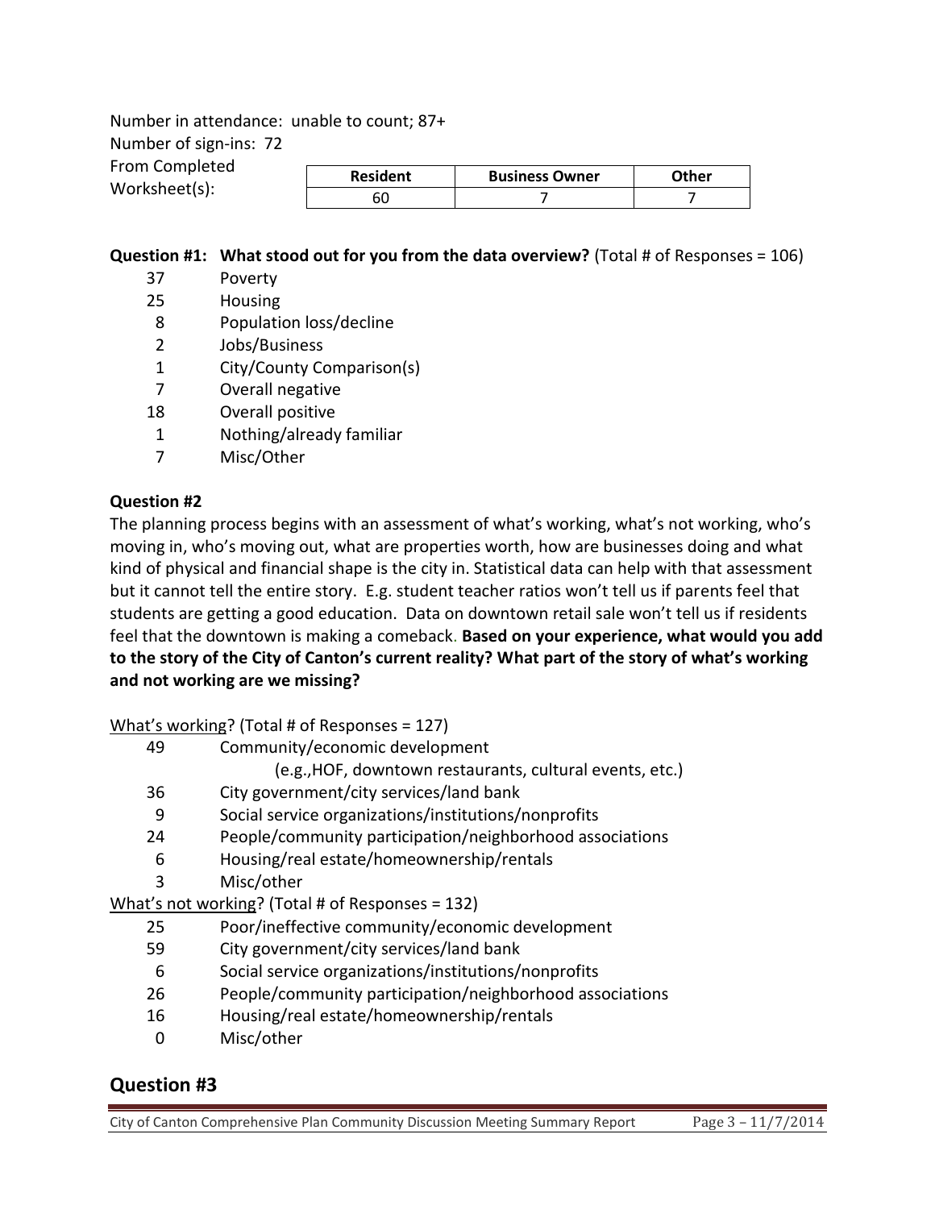Number in attendance: unable to count; 87+

Number of sign-ins: 72

From Completed Worksheet(s):

| Resident | Business Owner | Other |
|---|---|---|
| 60 | 7 | 7 |

**Question #1: What stood out for you from the data overview?** (Total # of Responses = 106)

| | |
|---|---|
| 37 | Poverty |
| 25 | Housing |
| 8 | Population loss/decline |
| 2 | Jobs/Business |
| 1 | City/County Comparison(s) |
| 7 | Overall negative |
| 18 | Overall positive |
| 1 | Nothing/already familiar |
| 7 | Misc/Other |

**Question #2**

The planning process begins with an assessment of what's working, what's not working, who's moving in, who's moving out, what are properties worth, how are businesses doing and what kind of physical and financial shape is the city in. Statistical data can help with that assessment but it cannot tell the entire story. E.g. student teacher ratios won't tell us if parents feel that students are getting a good education. Data on downtown retail sale won't tell us if residents feel that the downtown is making a comeback. **Based on your experience, what would you add to the story of the City of Canton's current reality? What part of the story of what's working and not working are we missing?**

What's working? (Total # of Responses = 127)

| | |
|---|---|
| 49 | Community/economic development (e.g.,HOF, downtown restaurants, cultural events, etc.) |
| 36 | City government/city services/land bank |
| 9 | Social service organizations/institutions/nonprofits |
| 24 | People/community participation/neighborhood associations |
| 6 | Housing/real estate/homeownership/rentals |
| 3 | Misc/other |

What's not working? (Total # of Responses = 132)

| | |
|---|---|
| 25 | Poor/ineffective community/economic development |
| 59 | City government/city services/land bank |
| 6 | Social service organizations/institutions/nonprofits |
| 26 | People/community participation/neighborhood associations |
| 16 | Housing/real estate/homeownership/rentals |
| 0 | Misc/other |

## Question #3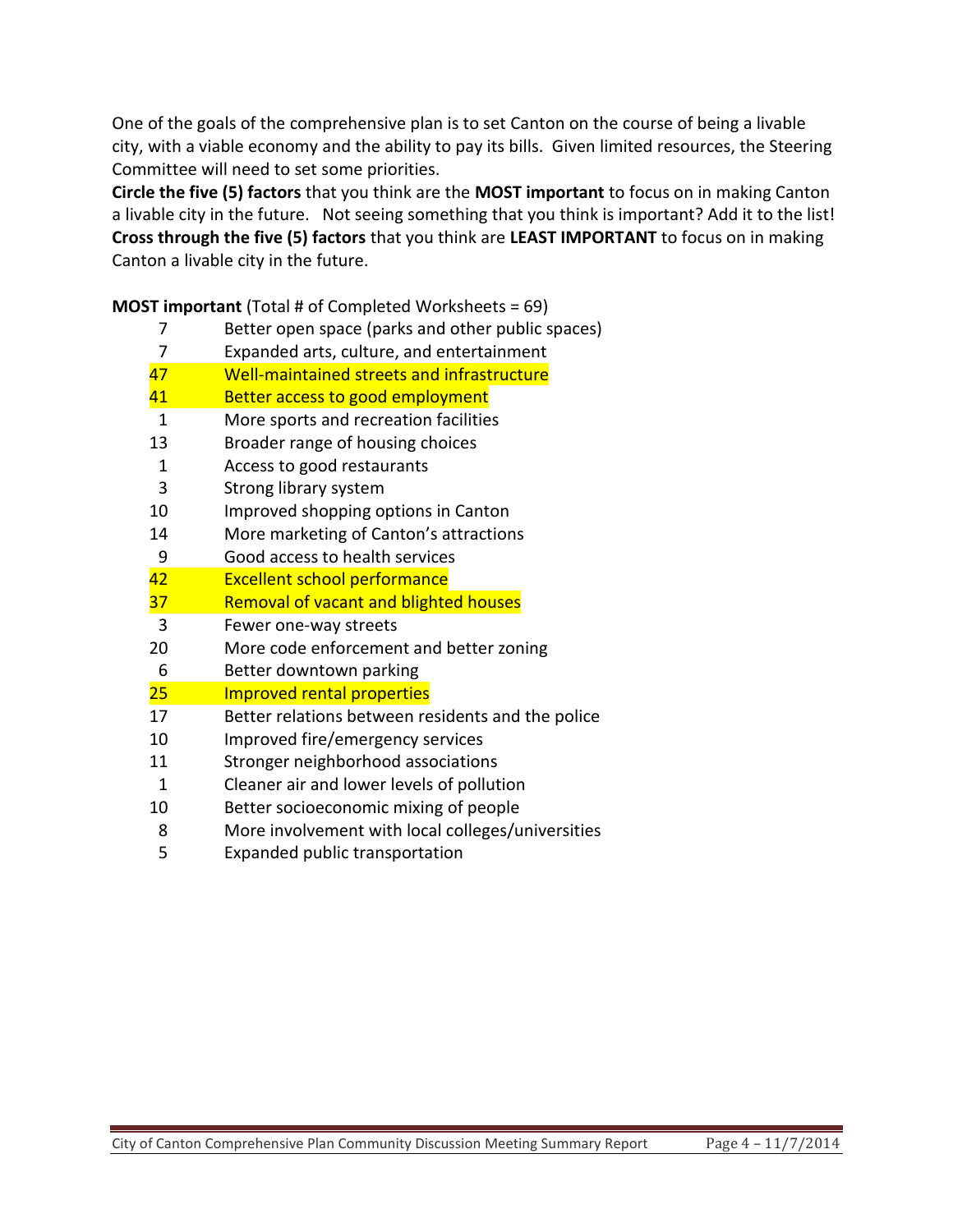One of the goals of the comprehensive plan is to set Canton on the course of being a livable city, with a viable economy and the ability to pay its bills. Given limited resources, the Steering Committee will need to set some priorities.

**Circle the five (5) factors** that you think are the **MOST important** to focus on in making Canton a livable city in the future. Not seeing something that you think is important? Add it to the list!

**Cross through the five (5) factors** that you think are **LEAST IMPORTANT** to focus on in making Canton a livable city in the future.

**MOST important** (Total # of Completed Worksheets = 69)

| | |
|---|---|
| 7 | Better open space (parks and other public spaces) |
| 7 | Expanded arts, culture, and entertainment |
| 47 | Well-maintained streets and infrastructure |
| 41 | Better access to good employment |
| 1 | More sports and recreation facilities |
| 13 | Broader range of housing choices |
| 1 | Access to good restaurants |
| 3 | Strong library system |
| 10 | Improved shopping options in Canton |
| 14 | More marketing of Canton's attractions |
| 9 | Good access to health services |
| 42 | Excellent school performance |
| 37 | Removal of vacant and blighted houses |
| 3 | Fewer one-way streets |
| 20 | More code enforcement and better zoning |
| 6 | Better downtown parking |
| 25 | Improved rental properties |
| 17 | Better relations between residents and the police |
| 10 | Improved fire/emergency services |
| 11 | Stronger neighborhood associations |
| 1 | Cleaner air and lower levels of pollution |
| 10 | Better socioeconomic mixing of people |
| 8 | More involvement with local colleges/universities |
| 5 | Expanded public transportation |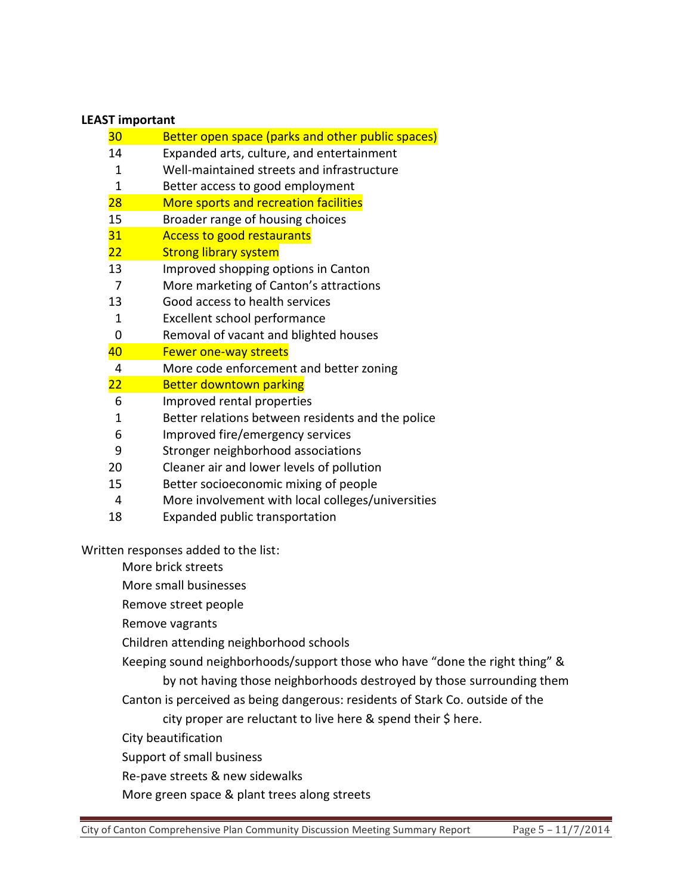**LEAST important**

| | |
|---|---|
| 30 | Better open space (parks and other public spaces) |
| 14 | Expanded arts, culture, and entertainment |
| 1 | Well-maintained streets and infrastructure |
| 1 | Better access to good employment |
| 28 | More sports and recreation facilities |
| 15 | Broader range of housing choices |
| 31 | Access to good restaurants |
| 22 | Strong library system |
| 13 | Improved shopping options in Canton |
| 7 | More marketing of Canton's attractions |
| 13 | Good access to health services |
| 1 | Excellent school performance |
| 0 | Removal of vacant and blighted houses |
| 40 | Fewer one-way streets |
| 4 | More code enforcement and better zoning |
| 22 | Better downtown parking |
| 6 | Improved rental properties |
| 1 | Better relations between residents and the police |
| 6 | Improved fire/emergency services |
| 9 | Stronger neighborhood associations |
| 20 | Cleaner air and lower levels of pollution |
| 15 | Better socioeconomic mixing of people |
| 4 | More involvement with local colleges/universities |
| 18 | Expanded public transportation |

Written responses added to the list:

- More brick streets
- More small businesses
- Remove street people
- Remove vagrants
- Children attending neighborhood schools
- Keeping sound neighborhoods/support those who have "done the right thing" & by not having those neighborhoods destroyed by those surrounding them
- Canton is perceived as being dangerous: residents of Stark Co. outside of the city proper are reluctant to live here & spend their $ here.
- City beautification
- Support of small business
- Re-pave streets & new sidewalks
- More green space & plant trees along streets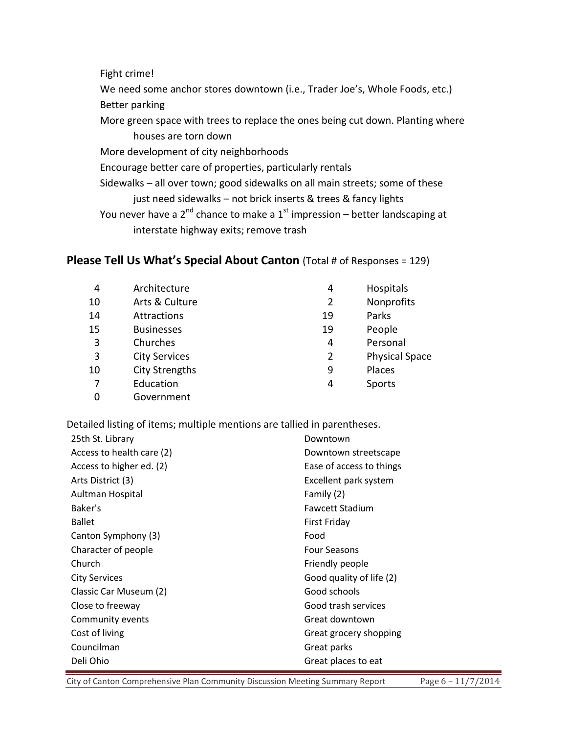Fight crime!

We need some anchor stores downtown (i.e., Trader Joe's, Whole Foods, etc.)

Better parking

More green space with trees to replace the ones being cut down. Planting where houses are torn down

More development of city neighborhoods

Encourage better care of properties, particularly rentals

Sidewalks – all over town; good sidewalks on all main streets; some of these just need sidewalks – not brick inserts & trees & fancy lights

You never have a 2nd chance to make a 1st impression – better landscaping at interstate highway exits; remove trash

## Please Tell Us What's Special About Canton (Total # of Responses = 129)

| # | Category | # | Category |
|---|---|---|---|
| 4 | Architecture | 4 | Hospitals |
| 10 | Arts & Culture | 2 | Nonprofits |
| 14 | Attractions | 19 | Parks |
| 15 | Businesses | 19 | People |
| 3 | Churches | 4 | Personal |
| 3 | City Services | 2 | Physical Space |
| 10 | City Strengths | 9 | Places |
| 7 | Education | 4 | Sports |
| 0 | Government | | |

Detailed listing of items; multiple mentions are tallied in parentheses.

- 25th St. Library
- Access to health care (2)
- Access to higher ed. (2)
- Arts District (3)
- Aultman Hospital
- Baker's
- Ballet
- Canton Symphony (3)
- Character of people
- Church
- City Services
- Classic Car Museum (2)
- Close to freeway
- Community events
- Cost of living
- Councilman
- Deli Ohio
- Downtown
- Downtown streetscape
- Ease of access to things
- Excellent park system
- Family (2)
- Fawcett Stadium
- First Friday
- Food
- Four Seasons
- Friendly people
- Good quality of life (2)
- Good schools
- Good trash services
- Great downtown
- Great grocery shopping
- Great parks
- Great places to eat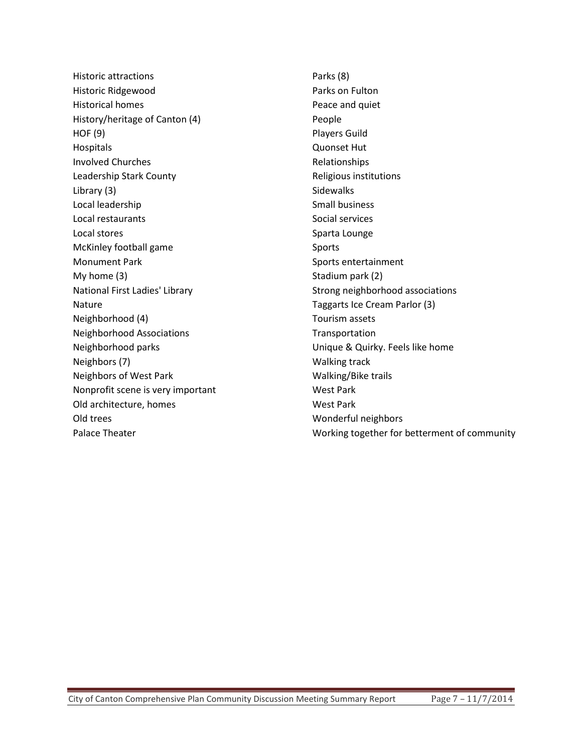Historic attractions
Historic Ridgewood
Historical homes
History/heritage of Canton (4)
HOF (9)
Hospitals
Involved Churches
Leadership Stark County
Library (3)
Local leadership
Local restaurants
Local stores
McKinley football game
Monument Park
My home (3)
National First Ladies' Library
Nature
Neighborhood (4)
Neighborhood Associations
Neighborhood parks
Neighbors (7)
Neighbors of West Park
Nonprofit scene is very important
Old architecture, homes
Old trees
Palace Theater
Parks (8)
Parks on Fulton
Peace and quiet
People
Players Guild
Quonset Hut
Relationships
Religious institutions
Sidewalks
Small business
Social services
Sparta Lounge
Sports
Sports entertainment
Stadium park (2)
Strong neighborhood associations
Taggarts Ice Cream Parlor (3)
Tourism assets
Transportation
Unique & Quirky. Feels like home
Walking track
Walking/Bike trails
West Park
West Park
Wonderful neighbors
Working together for betterment of community